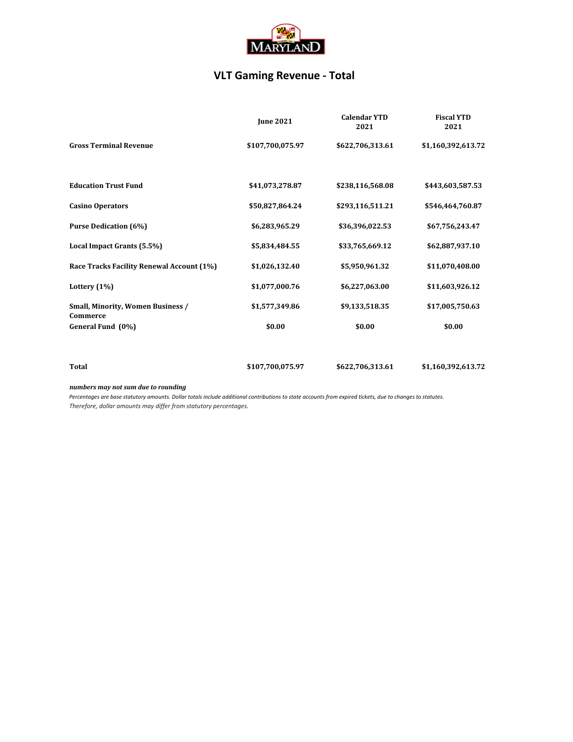# VLT Gaming Revenue - Total

| | June 2021 | Calendar YTD 2021 | Fiscal YTD 2021 |
|---|---|---|---|
| **Gross Terminal Revenue** | **$107,700,075.97** | **$622,706,313.61** | **$1,160,392,613.72** |
| **Education Trust Fund** | **$41,073,278.87** | **$238,116,568.08** | **$443,603,587.53** |
| **Casino Operators** | **$50,827,864.24** | **$293,116,511.21** | **$546,464,760.87** |
| **Purse Dedication (6%)** | **$6,283,965.29** | **$36,396,022.53** | **$67,756,243.47** |
| **Local Impact Grants (5.5%)** | **$5,834,484.55** | **$33,765,669.12** | **$62,887,937.10** |
| **Race Tracks Facility Renewal Account (1%)** | **$1,026,132.40** | **$5,950,961.32** | **$11,070,408.00** |
| **Lottery (1%)** | **$1,077,000.76** | **$6,227,063.00** | **$11,603,926.12** |
| **Small, Minority, Women Business / Commerce** | **$1,577,349.86** | **$9,133,518.35** | **$17,005,750.63** |
| **General Fund (0%)** | **$0.00** | **$0.00** | **$0.00** |
| **Total** | **$107,700,075.97** | **$622,706,313.61** | **$1,160,392,613.72** |

***numbers may not sum due to rounding***

*Percentages are base statutory amounts. Dollar totals include additional contributions to state accounts from expired tickets, due to changes to statutes. Therefore, dollar amounts may differ from statutory percentages.*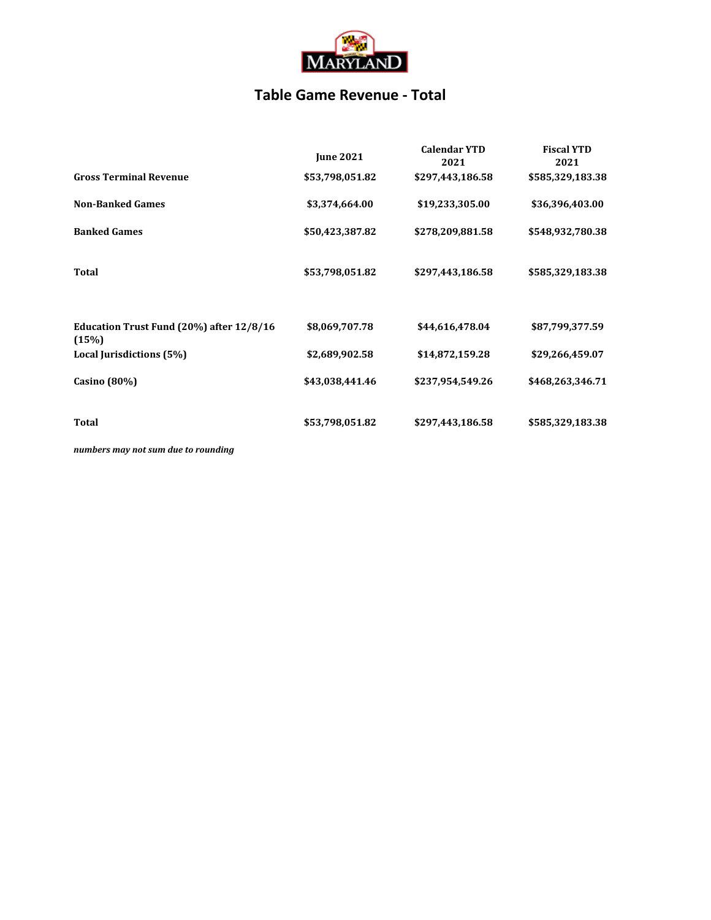# Table Game Revenue - Total

| | June 2021 | Calendar YTD 2021 | Fiscal YTD 2021 |
|---|---|---|---|
| **Gross Terminal Revenue** | $53,798,051.82 | $297,443,186.58 | $585,329,183.38 |
| **Non-Banked Games** | $3,374,664.00 | $19,233,305.00 | $36,396,403.00 |
| **Banked Games** | $50,423,387.82 | $278,209,881.58 | $548,932,780.38 |
| **Total** | $53,798,051.82 | $297,443,186.58 | $585,329,183.38 |
| **Education Trust Fund (20%) after 12/8/16 (15%)** | $8,069,707.78 | $44,616,478.04 | $87,799,377.59 |
| **Local Jurisdictions (5%)** | $2,689,902.58 | $14,872,159.28 | $29,266,459.07 |
| **Casino (80%)** | $43,038,441.46 | $237,954,549.26 | $468,263,346.71 |
| **Total** | $53,798,051.82 | $297,443,186.58 | $585,329,183.38 |

***numbers may not sum due to rounding***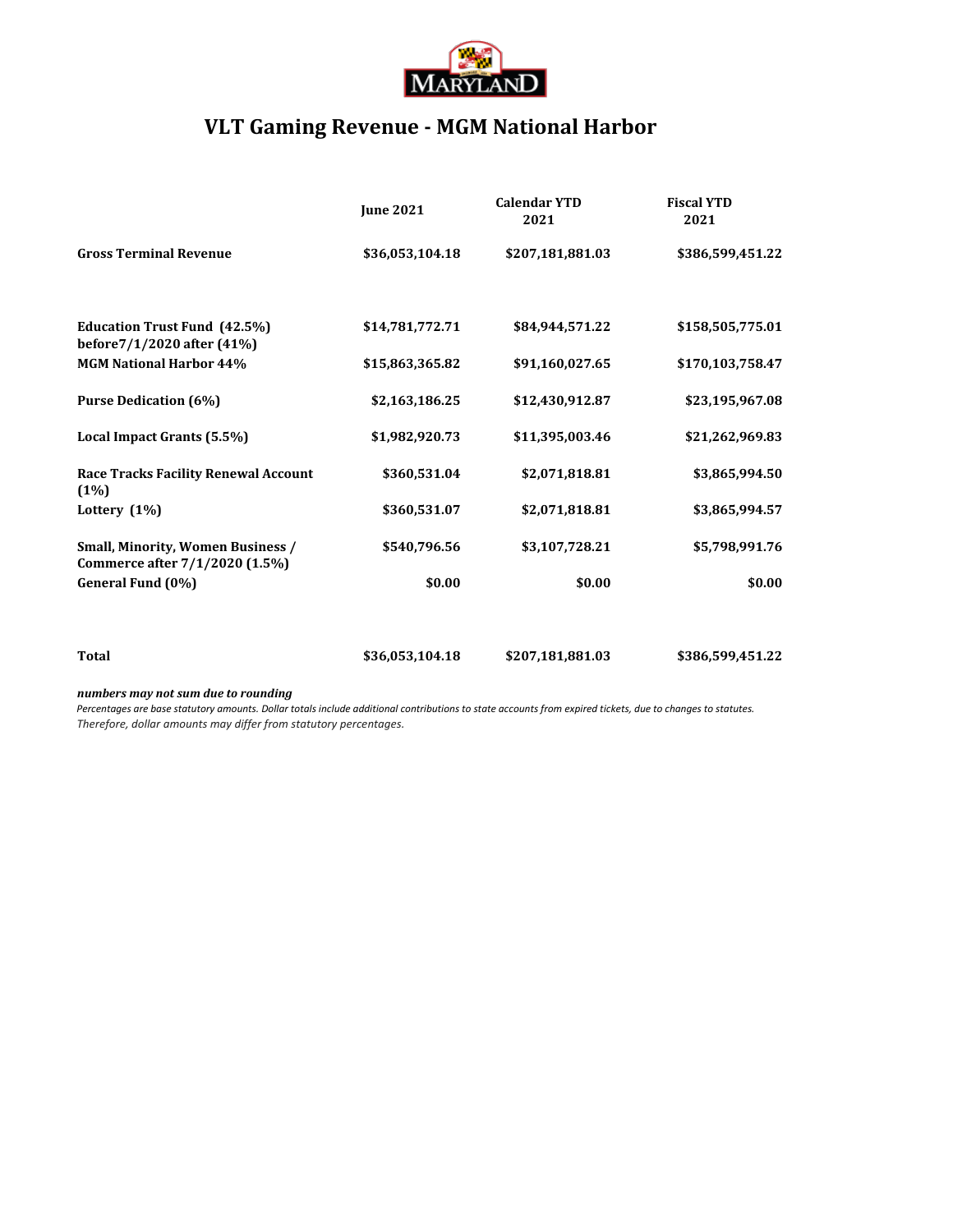# VLT Gaming Revenue - MGM National Harbor

| | June 2021 | Calendar YTD 2021 | Fiscal YTD 2021 |
|---|---|---|---|
| **Gross Terminal Revenue** | $36,053,104.18 | $207,181,881.03 | $386,599,451.22 |
| **Education Trust Fund (42.5%) before7/1/2020 after (41%)** | $14,781,772.71 | $84,944,571.22 | $158,505,775.01 |
| **MGM National Harbor 44%** | $15,863,365.82 | $91,160,027.65 | $170,103,758.47 |
| **Purse Dedication (6%)** | $2,163,186.25 | $12,430,912.87 | $23,195,967.08 |
| **Local Impact Grants (5.5%)** | $1,982,920.73 | $11,395,003.46 | $21,262,969.83 |
| **Race Tracks Facility Renewal Account (1%)** | $360,531.04 | $2,071,818.81 | $3,865,994.50 |
| **Lottery (1%)** | $360,531.07 | $2,071,818.81 | $3,865,994.57 |
| **Small, Minority, Women Business / Commerce after 7/1/2020 (1.5%)** | $540,796.56 | $3,107,728.21 | $5,798,991.76 |
| **General Fund (0%)** | $0.00 | $0.00 | $0.00 |
| **Total** | $36,053,104.18 | $207,181,881.03 | $386,599,451.22 |

***numbers may not sum due to rounding***

*Percentages are base statutory amounts. Dollar totals include additional contributions to state accounts from expired tickets, due to changes to statutes. Therefore, dollar amounts may differ from statutory percentages.*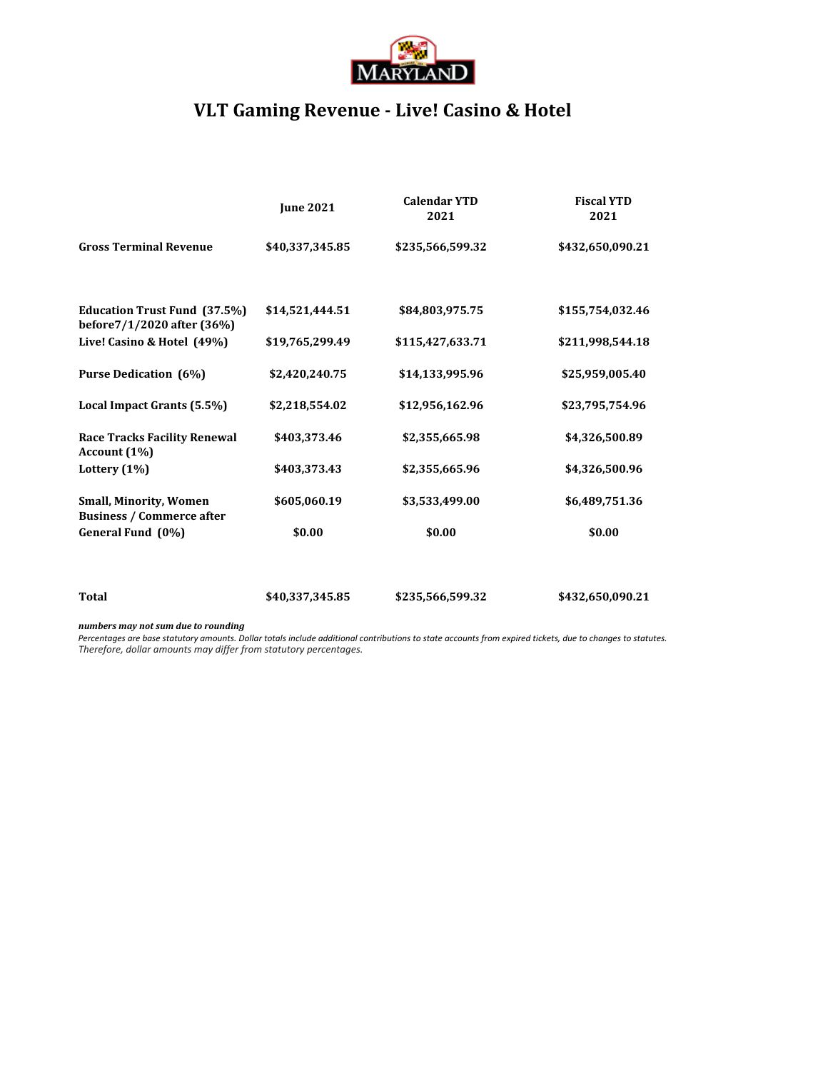# VLT Gaming Revenue - Live! Casino & Hotel

| | June 2021 | Calendar YTD 2021 | Fiscal YTD 2021 |
|---|---|---|---|
| **Gross Terminal Revenue** | $40,337,345.85 | $235,566,599.32 | $432,650,090.21 |
| **Education Trust Fund (37.5%) before7/1/2020 after (36%)** | $14,521,444.51 | $84,803,975.75 | $155,754,032.46 |
| **Live! Casino & Hotel (49%)** | $19,765,299.49 | $115,427,633.71 | $211,998,544.18 |
| **Purse Dedication (6%)** | $2,420,240.75 | $14,133,995.96 | $25,959,005.40 |
| **Local Impact Grants (5.5%)** | $2,218,554.02 | $12,956,162.96 | $23,795,754.96 |
| **Race Tracks Facility Renewal Account (1%)** | $403,373.46 | $2,355,665.98 | $4,326,500.89 |
| **Lottery (1%)** | $403,373.43 | $2,355,665.96 | $4,326,500.96 |
| **Small, Minority, Women Business / Commerce after** | $605,060.19 | $3,533,499.00 | $6,489,751.36 |
| **General Fund (0%)** | $0.00 | $0.00 | $0.00 |
| **Total** | $40,337,345.85 | $235,566,599.32 | $432,650,090.21 |

***numbers may not sum due to rounding***

*Percentages are base statutory amounts. Dollar totals include additional contributions to state accounts from expired tickets, due to changes to statutes. Therefore, dollar amounts may differ from statutory percentages.*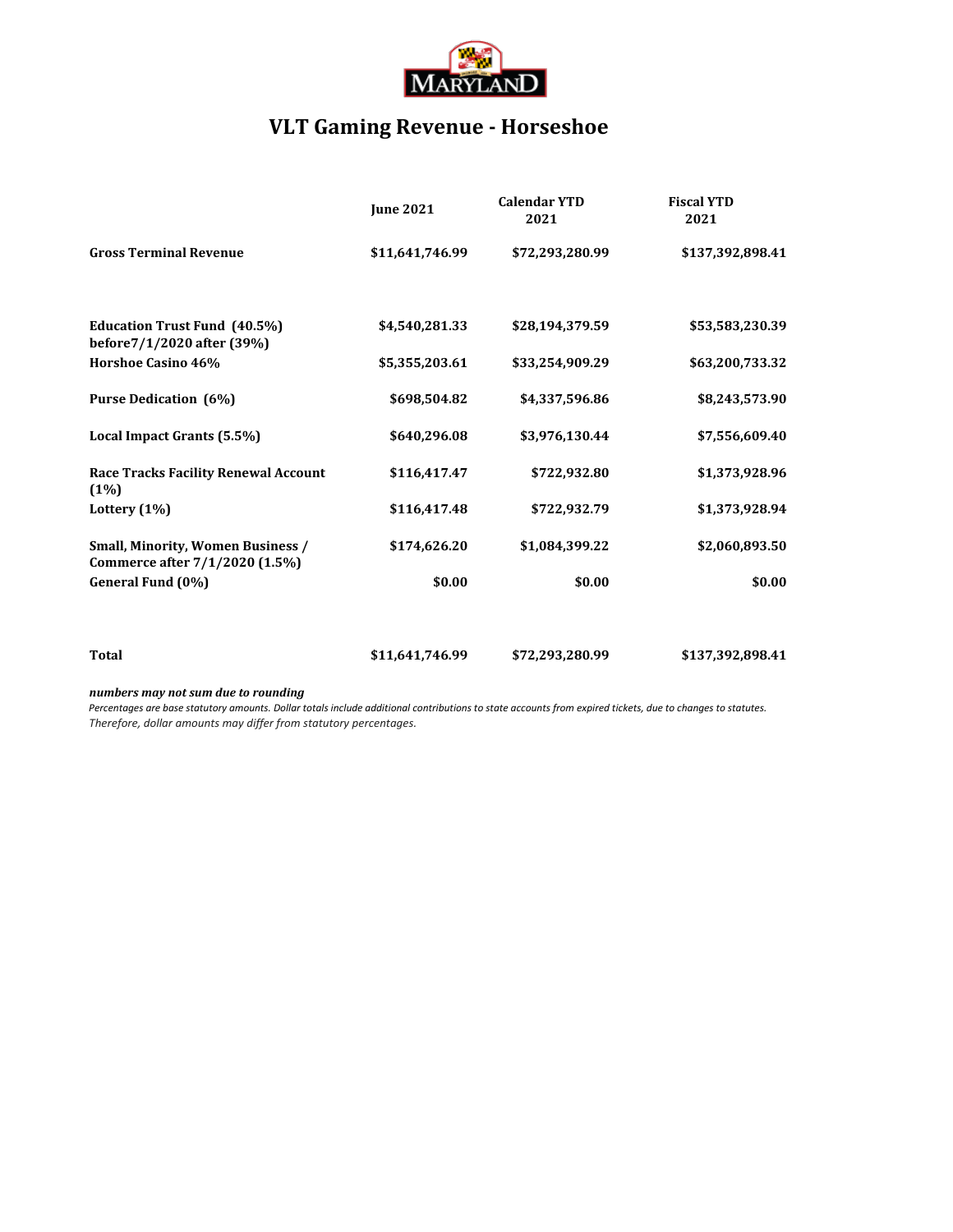# VLT Gaming Revenue - Horseshoe

| | June 2021 | Calendar YTD 2021 | Fiscal YTD 2021 |
|---|---|---|---|
| **Gross Terminal Revenue** | **$11,641,746.99** | **$72,293,280.99** | **$137,392,898.41** |
| | | | |
| **Education Trust Fund (40.5%) before7/1/2020 after (39%)** | **$4,540,281.33** | **$28,194,379.59** | **$53,583,230.39** |
| **Horshoe Casino 46%** | **$5,355,203.61** | **$33,254,909.29** | **$63,200,733.32** |
| **Purse Dedication (6%)** | **$698,504.82** | **$4,337,596.86** | **$8,243,573.90** |
| **Local Impact Grants (5.5%)** | **$640,296.08** | **$3,976,130.44** | **$7,556,609.40** |
| **Race Tracks Facility Renewal Account (1%)** | **$116,417.47** | **$722,932.80** | **$1,373,928.96** |
| **Lottery (1%)** | **$116,417.48** | **$722,932.79** | **$1,373,928.94** |
| **Small, Minority, Women Business / Commerce after 7/1/2020 (1.5%)** | **$174,626.20** | **$1,084,399.22** | **$2,060,893.50** |
| **General Fund (0%)** | **$0.00** | **$0.00** | **$0.00** |
| | | | |
| **Total** | **$11,641,746.99** | **$72,293,280.99** | **$137,392,898.41** |

***numbers may not sum due to rounding***

*Percentages are base statutory amounts. Dollar totals include additional contributions to state accounts from expired tickets, due to changes to statutes. Therefore, dollar amounts may differ from statutory percentages.*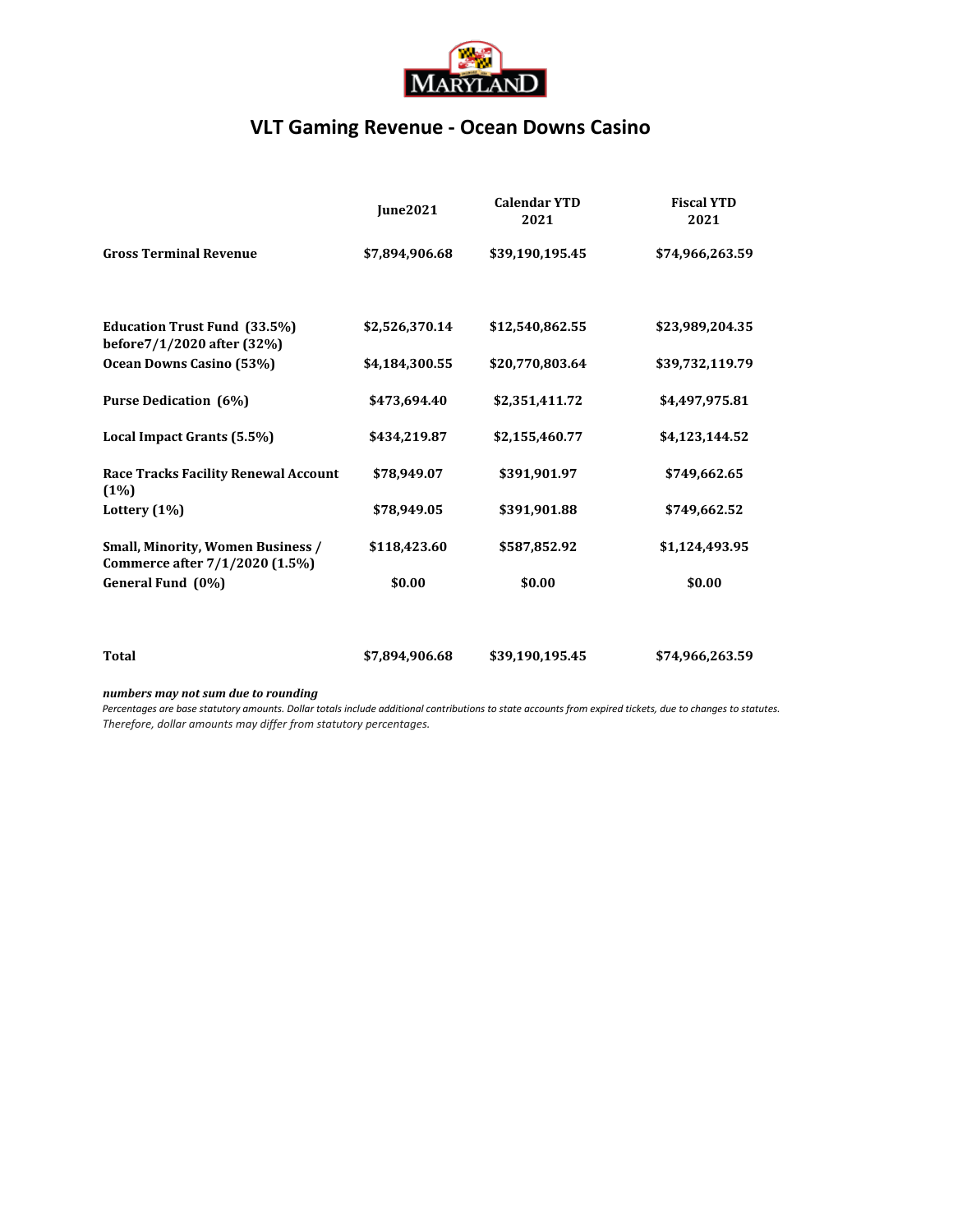MARYLAND

# VLT Gaming Revenue - Ocean Downs Casino

| | June2021 | Calendar YTD 2021 | Fiscal YTD 2021 |
|---|---|---|---|
| **Gross Terminal Revenue** | $7,894,906.68 | $39,190,195.45 | $74,966,263.59 |
| | | | |
| **Education Trust Fund (33.5%) before7/1/2020 after (32%)** | $2,526,370.14 | $12,540,862.55 | $23,989,204.35 |
| **Ocean Downs Casino (53%)** | $4,184,300.55 | $20,770,803.64 | $39,732,119.79 |
| **Purse Dedication (6%)** | $473,694.40 | $2,351,411.72 | $4,497,975.81 |
| **Local Impact Grants (5.5%)** | $434,219.87 | $2,155,460.77 | $4,123,144.52 |
| **Race Tracks Facility Renewal Account (1%)** | $78,949.07 | $391,901.97 | $749,662.65 |
| **Lottery (1%)** | $78,949.05 | $391,901.88 | $749,662.52 |
| **Small, Minority, Women Business / Commerce after 7/1/2020 (1.5%)** | $118,423.60 | $587,852.92 | $1,124,493.95 |
| **General Fund (0%)** | $0.00 | $0.00 | $0.00 |
| | | | |
| **Total** | $7,894,906.68 | $39,190,195.45 | $74,966,263.59 |

***numbers may not sum due to rounding***

*Percentages are base statutory amounts. Dollar totals include additional contributions to state accounts from expired tickets, due to changes to statutes. Therefore, dollar amounts may differ from statutory percentages.*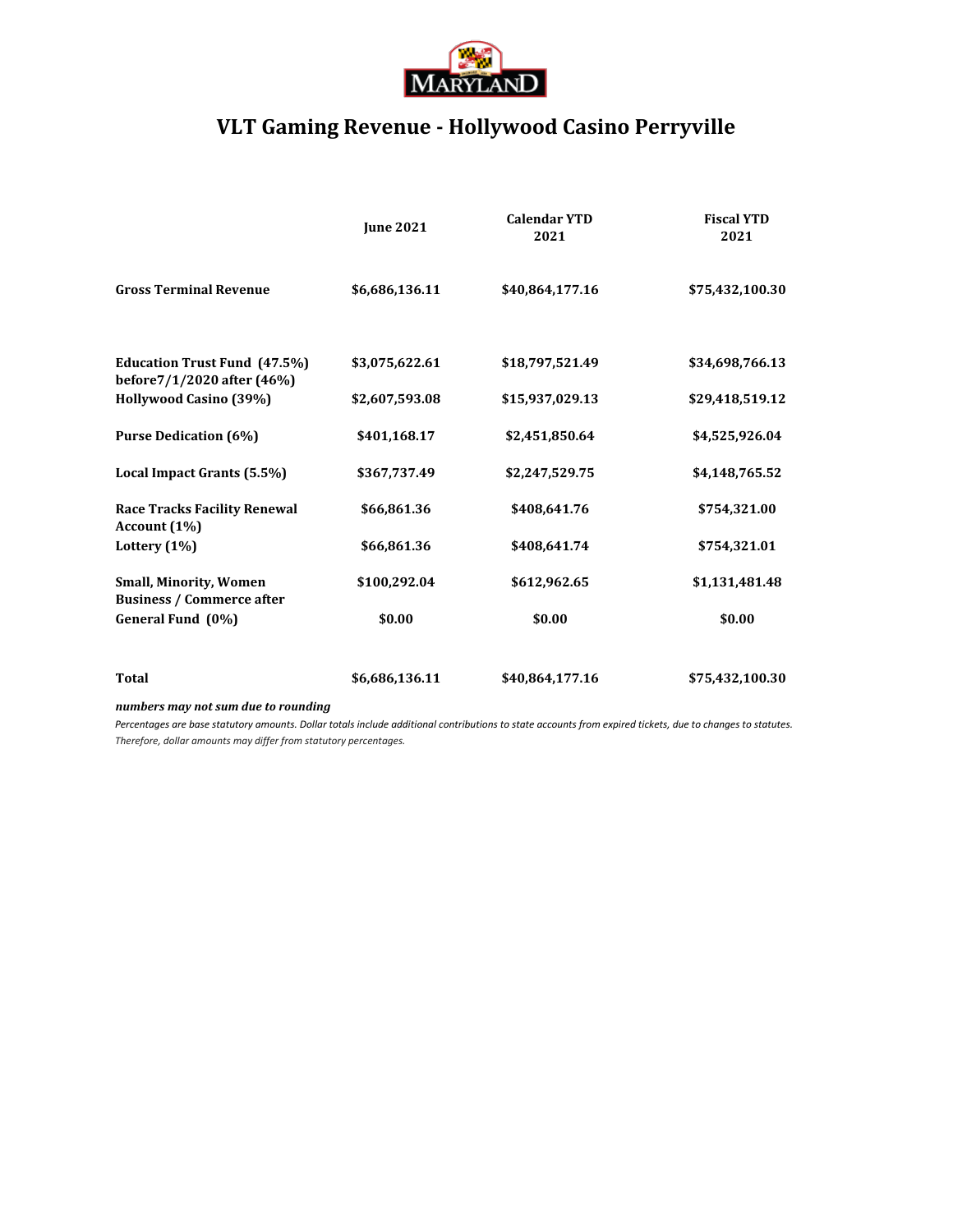# VLT Gaming Revenue - Hollywood Casino Perryville

| | June 2021 | Calendar YTD 2021 | Fiscal YTD 2021 |
|---|---|---|---|
| **Gross Terminal Revenue** | $6,686,136.11 | $40,864,177.16 | $75,432,100.30 |
| **Education Trust Fund (47.5%) before7/1/2020 after (46%)** | $3,075,622.61 | $18,797,521.49 | $34,698,766.13 |
| **Hollywood Casino (39%)** | $2,607,593.08 | $15,937,029.13 | $29,418,519.12 |
| **Purse Dedication (6%)** | $401,168.17 | $2,451,850.64 | $4,525,926.04 |
| **Local Impact Grants (5.5%)** | $367,737.49 | $2,247,529.75 | $4,148,765.52 |
| **Race Tracks Facility Renewal Account (1%)** | $66,861.36 | $408,641.76 | $754,321.00 |
| **Lottery (1%)** | $66,861.36 | $408,641.74 | $754,321.01 |
| **Small, Minority, Women Business / Commerce after** | $100,292.04 | $612,962.65 | $1,131,481.48 |
| **General Fund (0%)** | $0.00 | $0.00 | $0.00 |
| **Total** | $6,686,136.11 | $40,864,177.16 | $75,432,100.30 |

***numbers may not sum due to rounding***

*Percentages are base statutory amounts. Dollar totals include additional contributions to state accounts from expired tickets, due to changes to statutes. Therefore, dollar amounts may differ from statutory percentages.*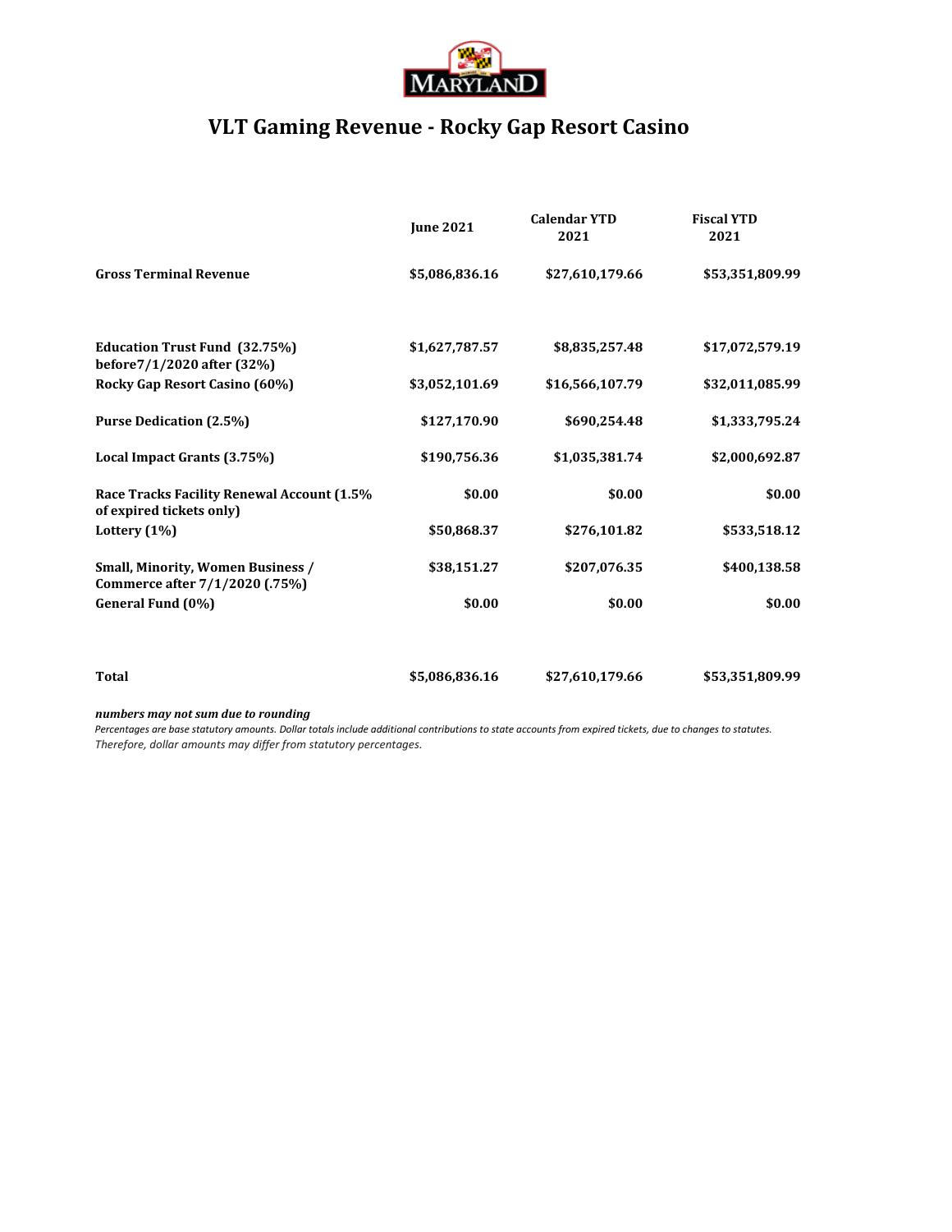MARYLAND

# VLT Gaming Revenue - Rocky Gap Resort Casino

| | June 2021 | Calendar YTD 2021 | Fiscal YTD 2021 |
|---|---|---|---|
| **Gross Terminal Revenue** | $5,086,836.16 | $27,610,179.66 | $53,351,809.99 |
| **Education Trust Fund (32.75%) before7/1/2020 after (32%)** | $1,627,787.57 | $8,835,257.48 | $17,072,579.19 |
| **Rocky Gap Resort Casino (60%)** | $3,052,101.69 | $16,566,107.79 | $32,011,085.99 |
| **Purse Dedication (2.5%)** | $127,170.90 | $690,254.48 | $1,333,795.24 |
| **Local Impact Grants (3.75%)** | $190,756.36 | $1,035,381.74 | $2,000,692.87 |
| **Race Tracks Facility Renewal Account (1.5% of expired tickets only)** | $0.00 | $0.00 | $0.00 |
| **Lottery (1%)** | $50,868.37 | $276,101.82 | $533,518.12 |
| **Small, Minority, Women Business / Commerce after 7/1/2020 (.75%)** | $38,151.27 | $207,076.35 | $400,138.58 |
| **General Fund (0%)** | $0.00 | $0.00 | $0.00 |
| **Total** | $5,086,836.16 | $27,610,179.66 | $53,351,809.99 |

***numbers may not sum due to rounding***

*Percentages are base statutory amounts. Dollar totals include additional contributions to state accounts from expired tickets, due to changes to statutes. Therefore, dollar amounts may differ from statutory percentages.*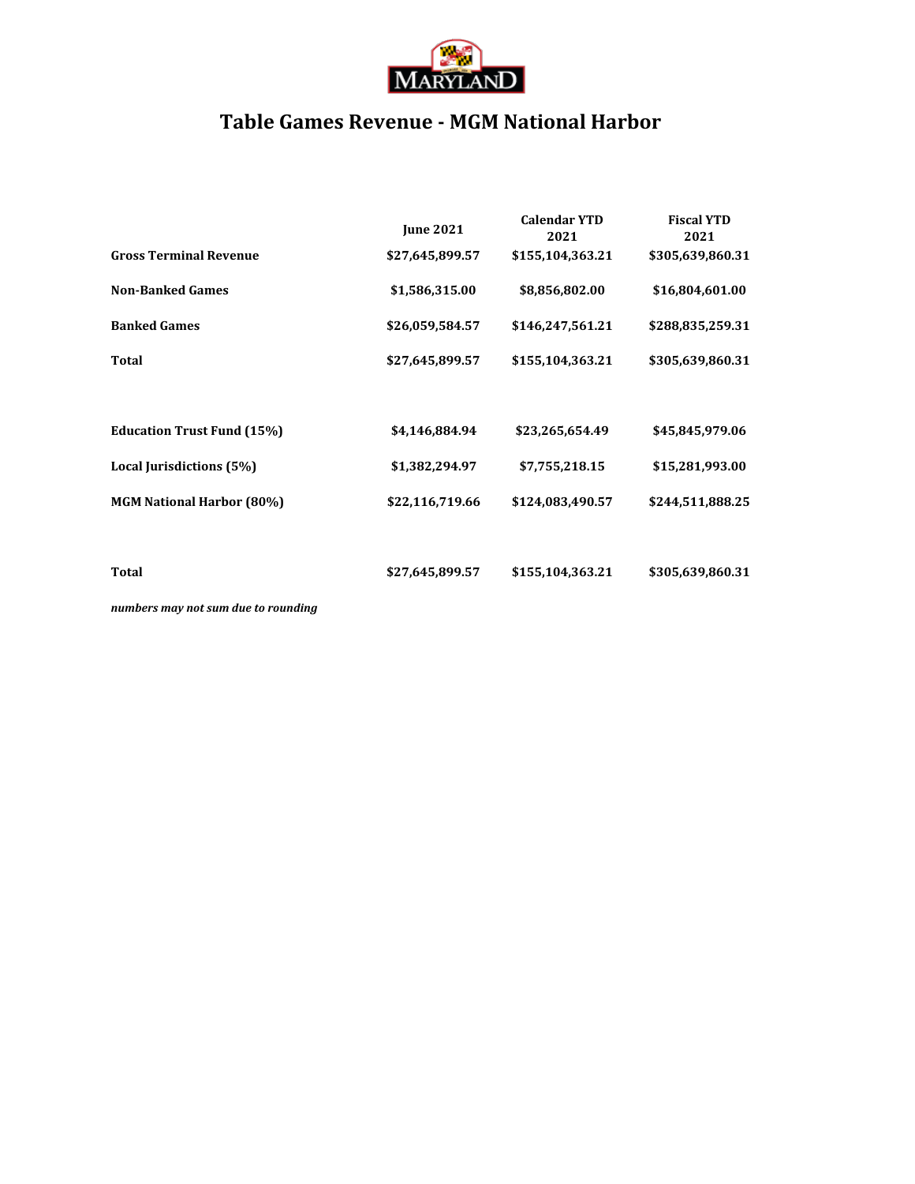# Table Games Revenue - MGM National Harbor

| | June 2021 | Calendar YTD 2021 | Fiscal YTD 2021 |
|---|---|---|---|
| **Gross Terminal Revenue** | **$27,645,899.57** | **$155,104,363.21** | **$305,639,860.31** |
| **Non-Banked Games** | **$1,586,315.00** | **$8,856,802.00** | **$16,804,601.00** |
| **Banked Games** | **$26,059,584.57** | **$146,247,561.21** | **$288,835,259.31** |
| **Total** | **$27,645,899.57** | **$155,104,363.21** | **$305,639,860.31** |
| | | | |
| **Education Trust Fund (15%)** | **$4,146,884.94** | **$23,265,654.49** | **$45,845,979.06** |
| **Local Jurisdictions (5%)** | **$1,382,294.97** | **$7,755,218.15** | **$15,281,993.00** |
| **MGM National Harbor (80%)** | **$22,116,719.66** | **$124,083,490.57** | **$244,511,888.25** |
| | | | |
| **Total** | **$27,645,899.57** | **$155,104,363.21** | **$305,639,860.31** |

***numbers may not sum due to rounding***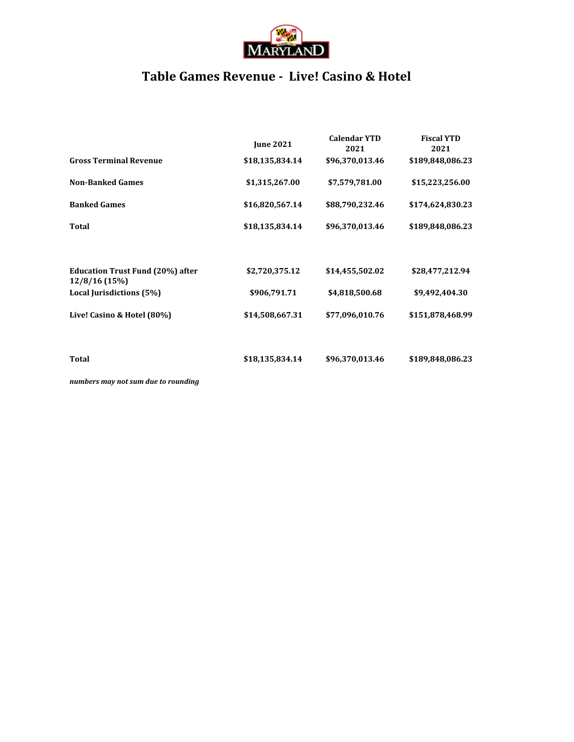# Table Games Revenue - Live! Casino & Hotel

| | June 2021 | Calendar YTD 2021 | Fiscal YTD 2021 |
|---|---|---|---|
| **Gross Terminal Revenue** | $18,135,834.14 | $96,370,013.46 | $189,848,086.23 |
| **Non-Banked Games** | $1,315,267.00 | $7,579,781.00 | $15,223,256.00 |
| **Banked Games** | $16,820,567.14 | $88,790,232.46 | $174,624,830.23 |
| **Total** | $18,135,834.14 | $96,370,013.46 | $189,848,086.23 |
| | | | |
| **Education Trust Fund (20%) after 12/8/16 (15%)** | $2,720,375.12 | $14,455,502.02 | $28,477,212.94 |
| **Local Jurisdictions (5%)** | $906,791.71 | $4,818,500.68 | $9,492,404.30 |
| **Live! Casino & Hotel (80%)** | $14,508,667.31 | $77,096,010.76 | $151,878,468.99 |
| | | | |
| **Total** | $18,135,834.14 | $96,370,013.46 | $189,848,086.23 |

***numbers may not sum due to rounding***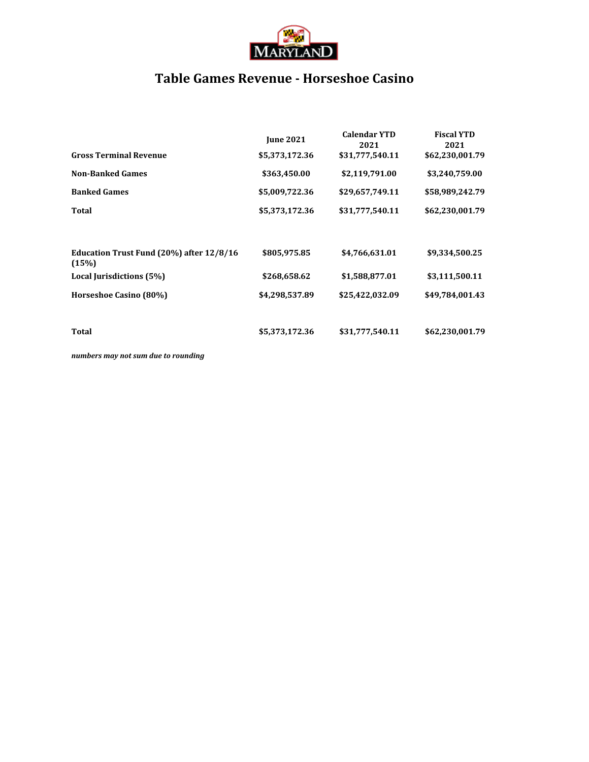# Table Games Revenue - Horseshoe Casino

| | June 2021 | Calendar YTD 2021 | Fiscal YTD 2021 |
|---|---|---|---|
| **Gross Terminal Revenue** | **$5,373,172.36** | **$31,777,540.11** | **$62,230,001.79** |
| **Non-Banked Games** | **$363,450.00** | **$2,119,791.00** | **$3,240,759.00** |
| **Banked Games** | **$5,009,722.36** | **$29,657,749.11** | **$58,989,242.79** |
| **Total** | **$5,373,172.36** | **$31,777,540.11** | **$62,230,001.79** |
| | | | |
| **Education Trust Fund (20%) after 12/8/16 (15%)** | **$805,975.85** | **$4,766,631.01** | **$9,334,500.25** |
| **Local Jurisdictions (5%)** | **$268,658.62** | **$1,588,877.01** | **$3,111,500.11** |
| **Horseshoe Casino (80%)** | **$4,298,537.89** | **$25,422,032.09** | **$49,784,001.43** |
| | | | |
| **Total** | **$5,373,172.36** | **$31,777,540.11** | **$62,230,001.79** |

***numbers may not sum due to rounding***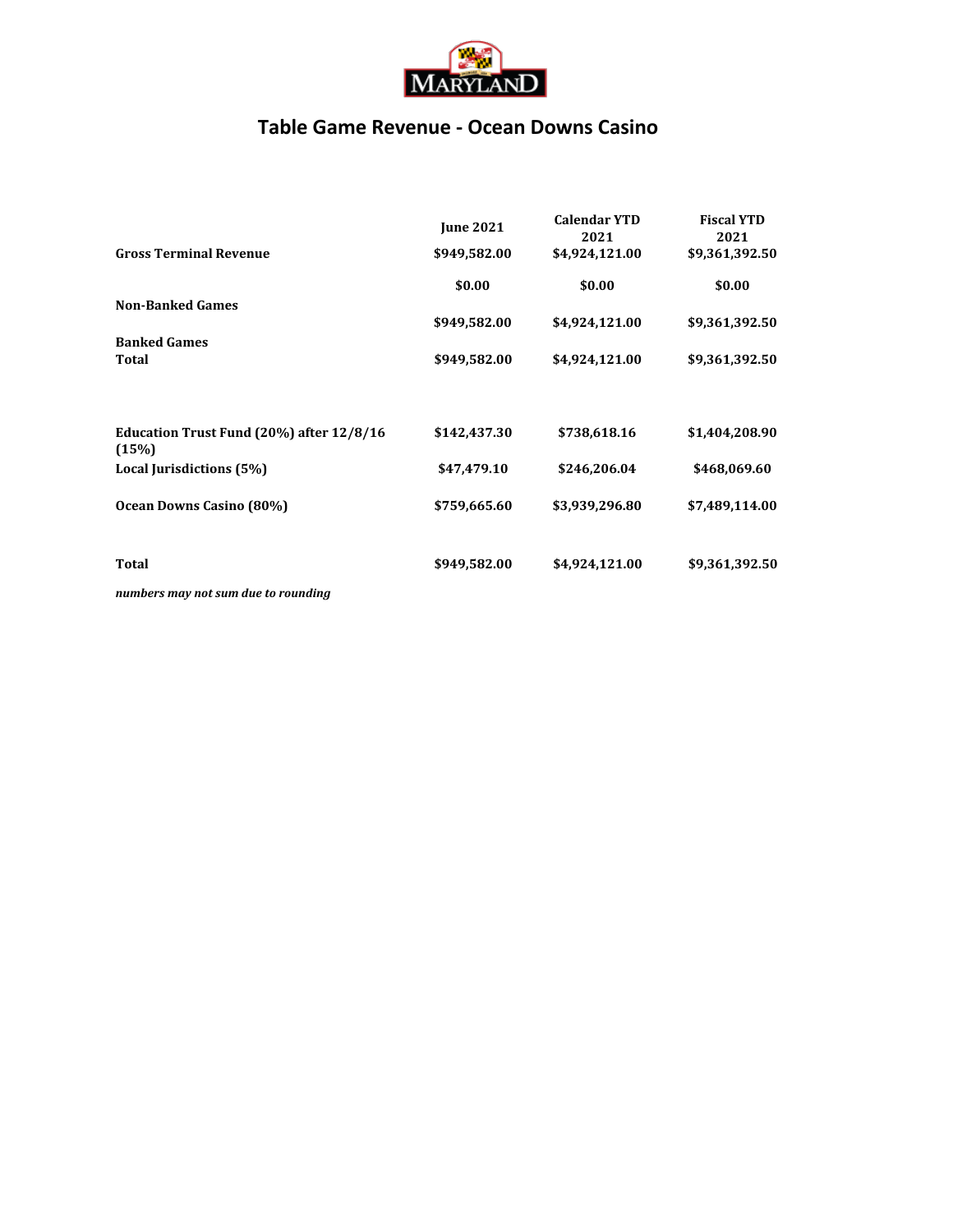# Table Game Revenue - Ocean Downs Casino

| | June 2021 | Calendar YTD 2021 | Fiscal YTD 2021 |
|---|---|---|---|
| **Gross Terminal Revenue** | $949,582.00 | $4,924,121.00 | $9,361,392.50 |
| **Non-Banked Games** | $0.00 | $0.00 | $0.00 |
| **Banked Games** | $949,582.00 | $4,924,121.00 | $9,361,392.50 |
| **Total** | $949,582.00 | $4,924,121.00 | $9,361,392.50 |
| | | | |
| **Education Trust Fund (20%) after 12/8/16 (15%)** | $142,437.30 | $738,618.16 | $1,404,208.90 |
| **Local Jurisdictions (5%)** | $47,479.10 | $246,206.04 | $468,069.60 |
| **Ocean Downs Casino (80%)** | $759,665.60 | $3,939,296.80 | $7,489,114.00 |
| | | | |
| **Total** | $949,582.00 | $4,924,121.00 | $9,361,392.50 |

***numbers may not sum due to rounding***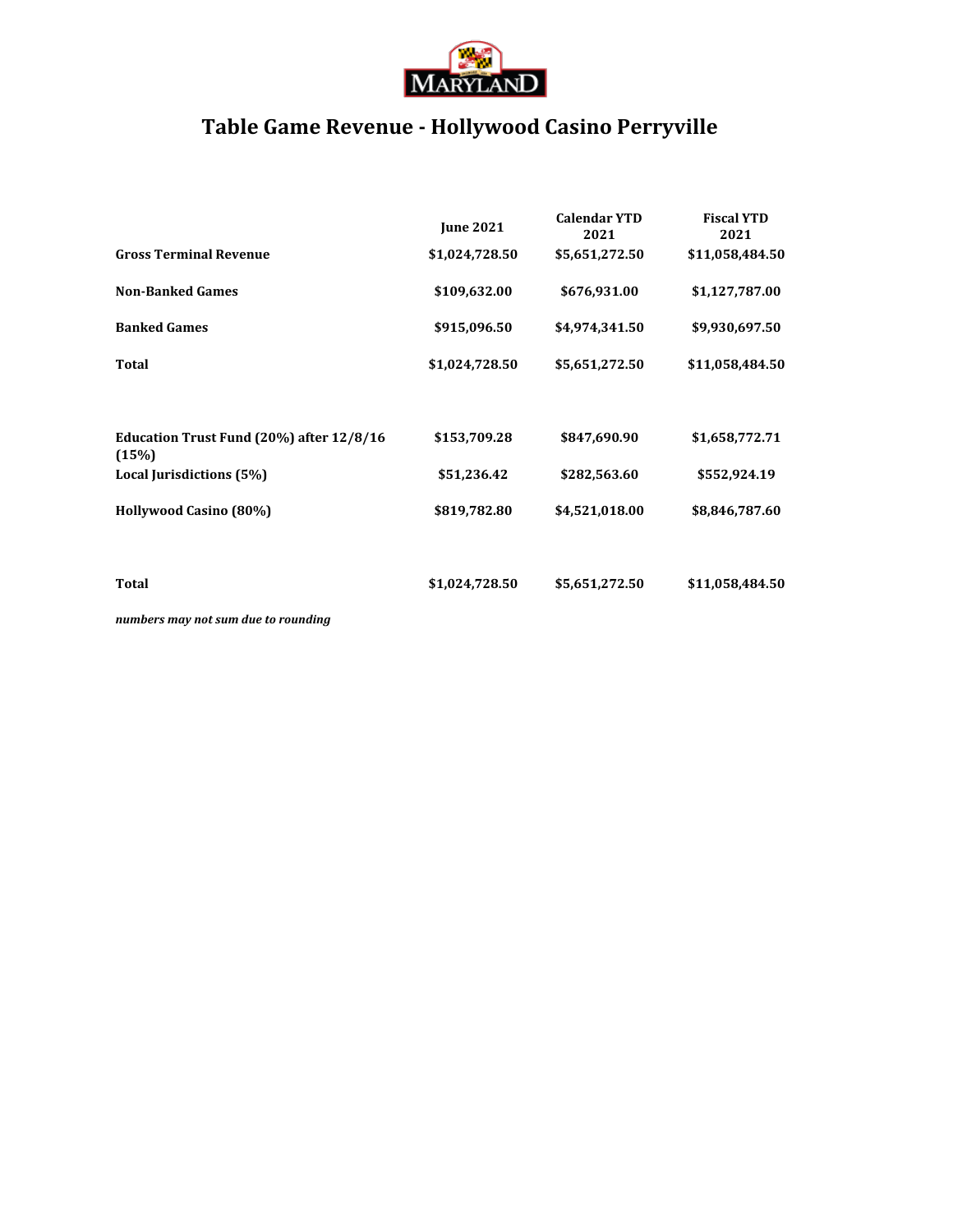# Table Game Revenue - Hollywood Casino Perryville

| | June 2021 | Calendar YTD 2021 | Fiscal YTD 2021 |
|---|---|---|---|
| **Gross Terminal Revenue** | **$1,024,728.50** | **$5,651,272.50** | **$11,058,484.50** |
| **Non-Banked Games** | **$109,632.00** | **$676,931.00** | **$1,127,787.00** |
| **Banked Games** | **$915,096.50** | **$4,974,341.50** | **$9,930,697.50** |
| **Total** | **$1,024,728.50** | **$5,651,272.50** | **$11,058,484.50** |
| | | | |
| **Education Trust Fund (20%) after 12/8/16 (15%)** | **$153,709.28** | **$847,690.90** | **$1,658,772.71** |
| **Local Jurisdictions (5%)** | **$51,236.42** | **$282,563.60** | **$552,924.19** |
| **Hollywood Casino (80%)** | **$819,782.80** | **$4,521,018.00** | **$8,846,787.60** |
| | | | |
| **Total** | **$1,024,728.50** | **$5,651,272.50** | **$11,058,484.50** |

***numbers may not sum due to rounding***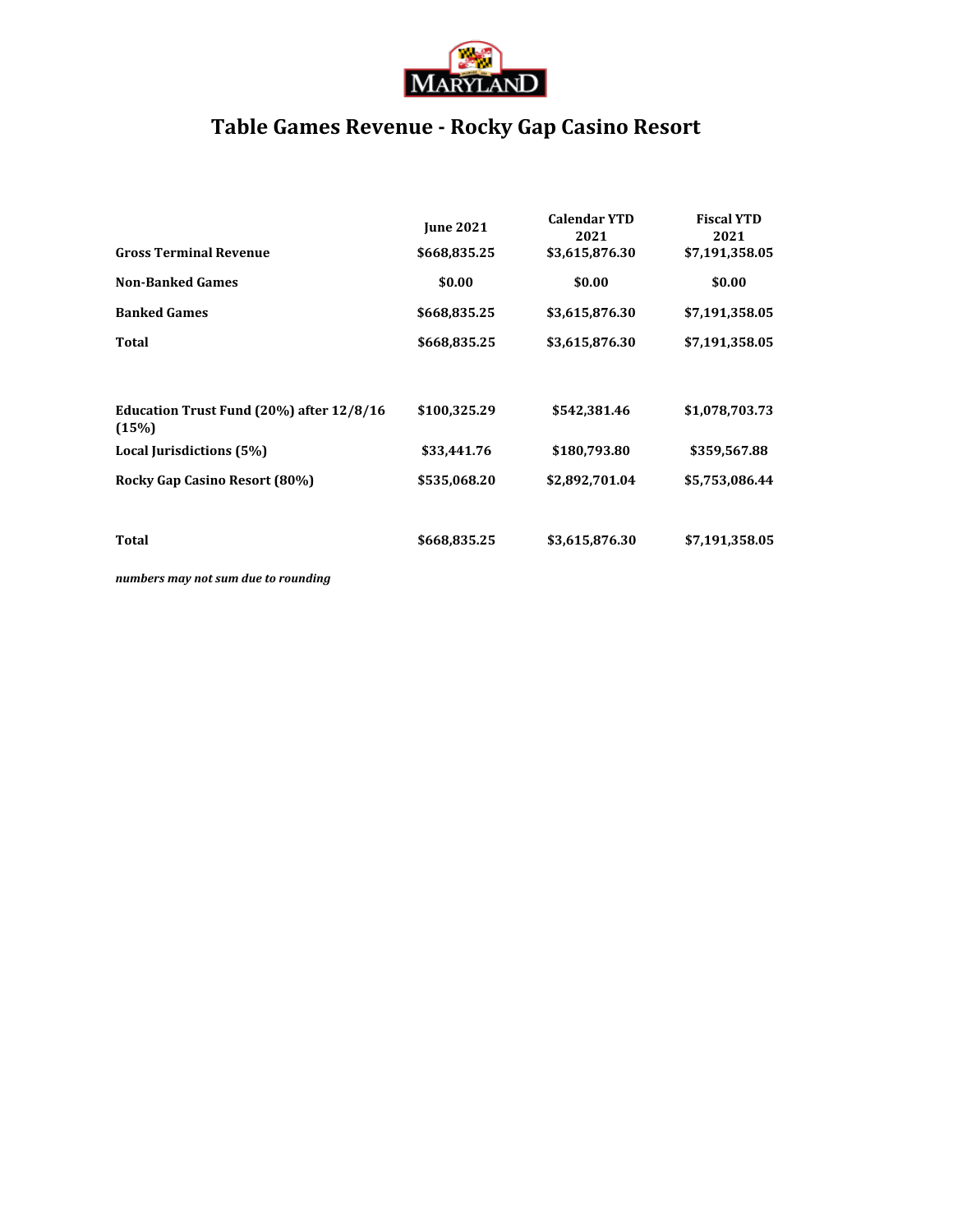# Table Games Revenue - Rocky Gap Casino Resort

| | June 2021 | Calendar YTD 2021 | Fiscal YTD 2021 |
|---|---|---|---|
| **Gross Terminal Revenue** | $668,835.25 | $3,615,876.30 | $7,191,358.05 |
| **Non-Banked Games** | $0.00 | $0.00 | $0.00 |
| **Banked Games** | $668,835.25 | $3,615,876.30 | $7,191,358.05 |
| **Total** | $668,835.25 | $3,615,876.30 | $7,191,358.05 |
| | | | |
| **Education Trust Fund (20%) after 12/8/16 (15%)** | $100,325.29 | $542,381.46 | $1,078,703.73 |
| **Local Jurisdictions (5%)** | $33,441.76 | $180,793.80 | $359,567.88 |
| **Rocky Gap Casino Resort (80%)** | $535,068.20 | $2,892,701.04 | $5,753,086.44 |
| | | | |
| **Total** | $668,835.25 | $3,615,876.30 | $7,191,358.05 |

***numbers may not sum due to rounding***